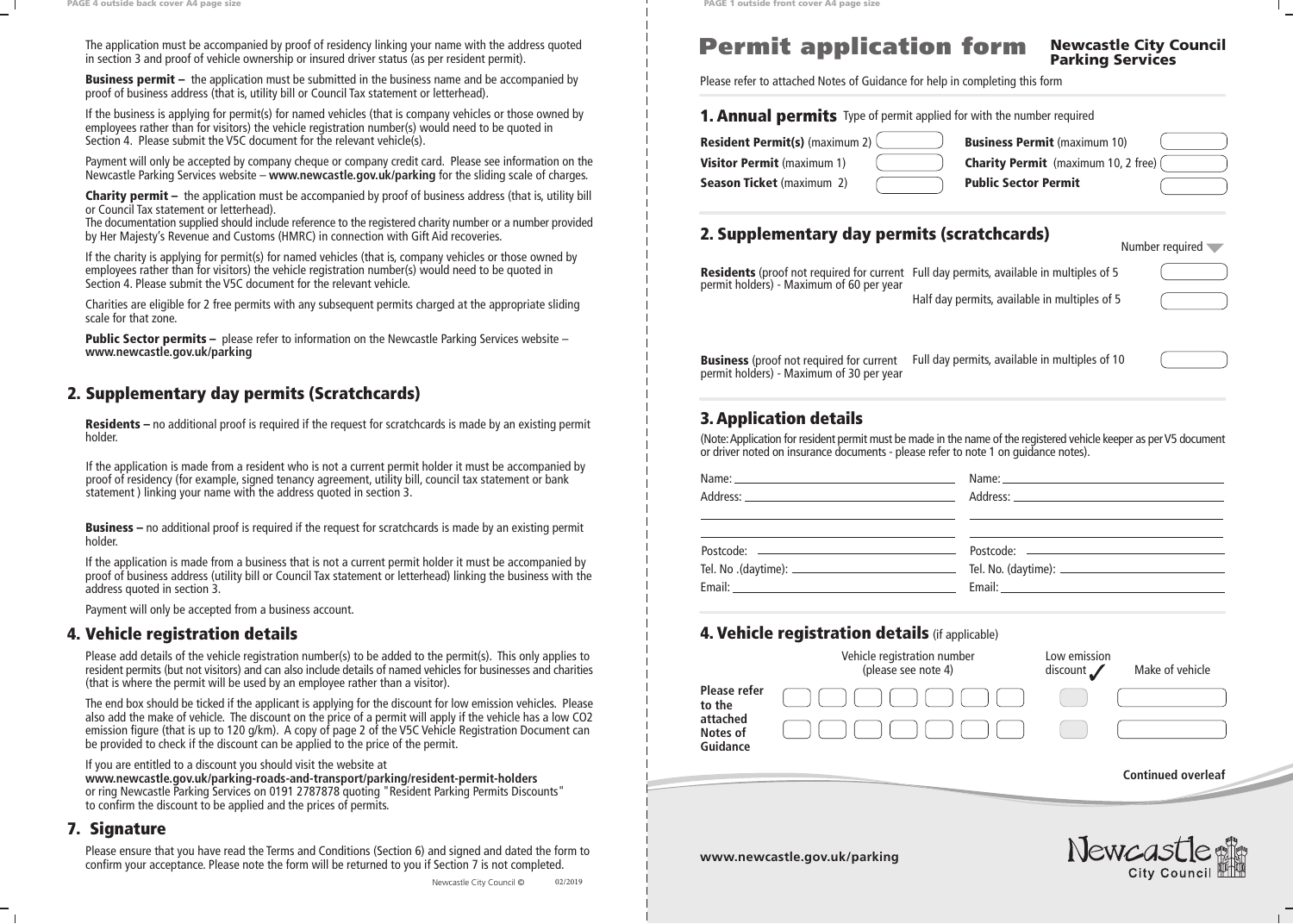The application must be accompanied by proof of residency linking your name with the address quoted in section 3 and proof of vehicle ownership or insured driver status (as per resident permit).

**Business permit –** the application must be submitted in the business name and be accompanied by proof of business address (that is, utility bill or Council Tax statement or letterhead).

If the business is applying for permit(s) for named vehicles (that is company vehicles or those owned by employees rather than for visitors) the vehicle registration number(s) would need to be quoted in Section 4. Please submit the V5C document for the relevant vehicle(s).

Payment will only be accepted by company cheque or company credit card. Please see information on the Newcastle Parking Services website – **www.newcastle.gov.uk/parking** for the sliding scale of charges.

**Charity permit –** the application must be accompanied by proof of business address (that is, utility bill or Council Tax statement or letterhead).
The documentation supplied should include reference to the registered charity number or a number provided by Her Majesty's Revenue and Customs (HMRC) in connection with Gift Aid recoveries.

If the charity is applying for permit(s) for named vehicles (that is, company vehicles or those owned by employees rather than for visitors) the vehicle registration number(s) would need to be quoted in Section 4. Please submit the V5C document for the relevant vehicle.

Charities are eligible for 2 free permits with any subsequent permits charged at the appropriate sliding scale for that zone.

**Public Sector permits –** please refer to information on the Newcastle Parking Services website – **www.newcastle.gov.uk/parking**

## 2. Supplementary day permits (Scratchcards)

**Residents –** no additional proof is required if the request for scratchcards is made by an existing permit holder.

If the application is made from a resident who is not a current permit holder it must be accompanied by proof of residency (for example, signed tenancy agreement, utility bill, council tax statement or bank statement ) linking your name with the address quoted in section 3.

**Business –** no additional proof is required if the request for scratchcards is made by an existing permit holder.

If the application is made from a business that is not a current permit holder it must be accompanied by proof of business address (utility bill or Council Tax statement or letterhead) linking the business with the address quoted in section 3.

Payment will only be accepted from a business account.

## 4. Vehicle registration details

Please add details of the vehicle registration number(s) to be added to the permit(s). This only applies to resident permits (but not visitors) and can also include details of named vehicles for businesses and charities (that is where the permit will be used by an employee rather than a visitor).

The end box should be ticked if the applicant is applying for the discount for low emission vehicles. Please also add the make of vehicle. The discount on the price of a permit will apply if the vehicle has a low CO2 emission figure (that is up to 120 g/km). A copy of page 2 of the V5C Vehicle Registration Document can be provided to check if the discount can be applied to the price of the permit.

If you are entitled to a discount you should visit the website at
**www.newcastle.gov.uk/parking-roads-and-transport/parking/resident-permit-holders**
or ring Newcastle Parking Services on 0191 2787878 quoting "Resident Parking Permits Discounts" to confirm the discount to be applied and the prices of permits.

## 7. Signature

Please ensure that you have read the Terms and Conditions (Section 6) and signed and dated the form to confirm your acceptance. Please note the form will be returned to you if Section 7 is not completed.

Newcastle City Council © 02/2019

# Permit application form

**Newcastle City Council Parking Services**

Please refer to attached Notes of Guidance for help in completing this form

## 1. Annual permits

Type of permit applied for with the number required

| | | | |
|---|---|---|---|
| **Resident Permit(s)** (maximum 2) | | **Business Permit** (maximum 10) | |
| **Visitor Permit** (maximum 1) | | **Charity Permit** (maximum 10, 2 free) | |
| **Season Ticket** (maximum 2) | | **Public Sector Permit** | |

## 2. Supplementary day permits (scratchcards)

| | | Number required |
|---|---|---|
| **Residents** (proof not required for current permit holders) - Maximum of 60 per year | Full day permits, available in multiples of 5 | |
| | Half day permits, available in multiples of 5 | |
| **Business** (proof not required for current permit holders) - Maximum of 30 per year | Full day permits, available in multiples of 10 | |

## 3. Application details

(Note: Application for resident permit must be made in the name of the registered vehicle keeper as per V5 document or driver noted on insurance documents - please refer to note 1 on guidance notes).

| | |
|---|---|
| Name: | Name: |
| Address: | Address: |
| | |
| | |
| Postcode: | Postcode: |
| Tel. No .(daytime): | Tel. No. (daytime): |
| Email: | Email: |

## 4. Vehicle registration details (if applicable)

| | Vehicle registration number (please see note 4) | Low emission discount ✓ | Make of vehicle |
|---|---|---|---|
| **Please refer to the attached Notes of Guidance** | | | |
| | | | |

**Continued overleaf**

**www.newcastle.gov.uk/parking**

Newcastle City Council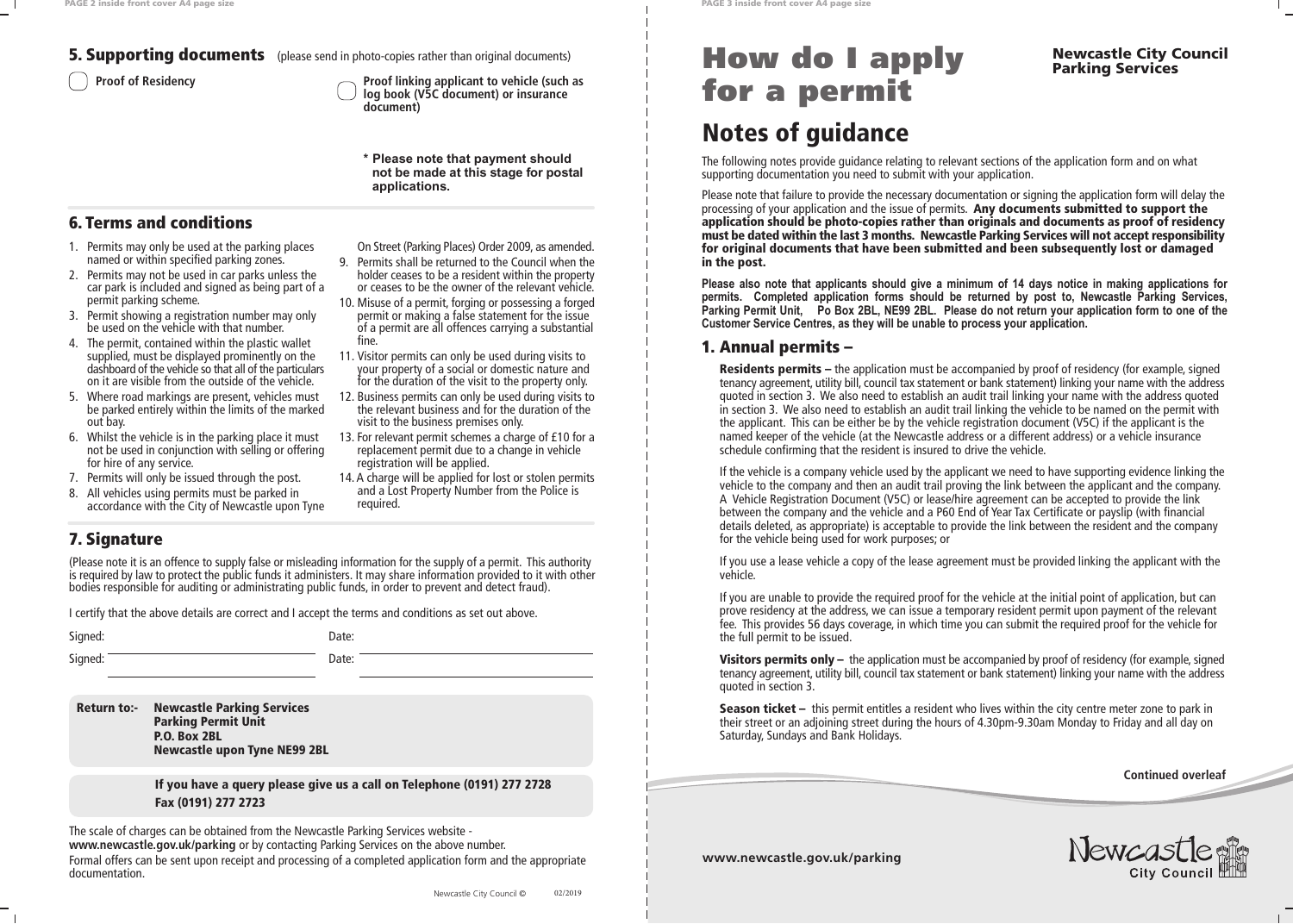## 5. Supporting documents (please send in photo-copies rather than original documents)

- Proof of Residency
- Proof linking applicant to vehicle (such as log book (V5C document) or insurance document)

**\* Please note that payment should not be made at this stage for postal applications.**

## 6. Terms and conditions

1. Permits may only be used at the parking places named or within specified parking zones.
2. Permits may not be used in car parks unless the car park is included and signed as being part of a permit parking scheme.
3. Permit showing a registration number may only be used on the vehicle with that number.
4. The permit, contained within the plastic wallet supplied, must be displayed prominently on the dashboard of the vehicle so that all of the particulars on it are visible from the outside of the vehicle.
5. Where road markings are present, vehicles must be parked entirely within the limits of the marked out bay.
6. Whilst the vehicle is in the parking place it must not be used in conjunction with selling or offering for hire of any service.
7. Permits will only be issued through the post.
8. All vehicles using permits must be parked in accordance with the City of Newcastle upon Tyne On Street (Parking Places) Order 2009, as amended.
9. Permits shall be returned to the Council when the holder ceases to be a resident within the property or ceases to be the owner of the relevant vehicle.
10. Misuse of a permit, forging or possessing a forged permit or making a false statement for the issue of a permit are all offences carrying a substantial fine.
11. Visitor permits can only be used during visits to your property of a social or domestic nature and for the duration of the visit to the property only.
12. Business permits can only be used during visits to the relevant business and for the duration of the visit to the business premises only.
13. For relevant permit schemes a charge of £10 for a replacement permit due to a change in vehicle registration will be applied.
14. A charge will be applied for lost or stolen permits and a Lost Property Number from the Police is required.

## 7. Signature

(Please note it is an offence to supply false or misleading information for the supply of a permit. This authority is required by law to protect the public funds it administers. It may share information provided to it with other bodies responsible for auditing or administrating public funds, in order to prevent and detect fraud).

I certify that the above details are correct and I accept the terms and conditions as set out above.

Signed: ______________________ Date: ______________________

Signed: ______________________ Date: ______________________

**Return to:- Newcastle Parking Services**
**Parking Permit Unit**
**P.O. Box 2BL**
**Newcastle upon Tyne NE99 2BL**

**If you have a query please give us a call on Telephone (0191) 277 2728**
**Fax (0191) 277 2723**

The scale of charges can be obtained from the Newcastle Parking Services website - **www.newcastle.gov.uk/parking** or by contacting Parking Services on the above number.

Formal offers can be sent upon receipt and processing of a completed application form and the appropriate documentation.

Newcastle City Council © 02/2019

# How do I apply for a permit

**Newcastle City Council Parking Services**

## Notes of guidance

The following notes provide guidance relating to relevant sections of the application form and on what supporting documentation you need to submit with your application.

Please note that failure to provide the necessary documentation or signing the application form will delay the processing of your application and the issue of permits. **Any documents submitted to support the application should be photo-copies rather than originals and documents as proof of residency must be dated within the last 3 months. Newcastle Parking Services will not accept responsibility for original documents that have been submitted and been subsequently lost or damaged in the post.**

**Please also note that applicants should give a minimum of 14 days notice in making applications for permits. Completed application forms should be returned by post to, Newcastle Parking Services, Parking Permit Unit, Po Box 2BL, NE99 2BL. Please do not return your application form to one of the Customer Service Centres, as they will be unable to process your application.**

## 1. Annual permits –

**Residents permits –** the application must be accompanied by proof of residency (for example, signed tenancy agreement, utility bill, council tax statement or bank statement) linking your name with the address quoted in section 3. We also need to establish an audit trail linking your name with the address quoted in section 3. We also need to establish an audit trail linking the vehicle to be named on the permit with the applicant. This can be either be by the vehicle registration document (V5C) if the applicant is the named keeper of the vehicle (at the Newcastle address or a different address) or a vehicle insurance schedule confirming that the resident is insured to drive the vehicle.

If the vehicle is a company vehicle used by the applicant we need to have supporting evidence linking the vehicle to the company and then an audit trail proving the link between the applicant and the company. A Vehicle Registration Document (V5C) or lease/hire agreement can be accepted to provide the link between the company and the vehicle and a P60 End of Year Tax Certificate or payslip (with financial details deleted, as appropriate) is acceptable to provide the link between the resident and the company for the vehicle being used for work purposes; or

If you use a lease vehicle a copy of the lease agreement must be provided linking the applicant with the vehicle.

If you are unable to provide the required proof for the vehicle at the initial point of application, but can prove residency at the address, we can issue a temporary resident permit upon payment of the relevant fee. This provides 56 days coverage, in which time you can submit the required proof for the vehicle for the full permit to be issued.

**Visitors permits only –** the application must be accompanied by proof of residency (for example, signed tenancy agreement, utility bill, council tax statement or bank statement) linking your name with the address quoted in section 3.

**Season ticket –** this permit entitles a resident who lives within the city centre meter zone to park in their street or an adjoining street during the hours of 4.30pm-9.30am Monday to Friday and all day on Saturday, Sundays and Bank Holidays.

**Continued overleaf**

**www.newcastle.gov.uk/parking**

Newcastle City Council